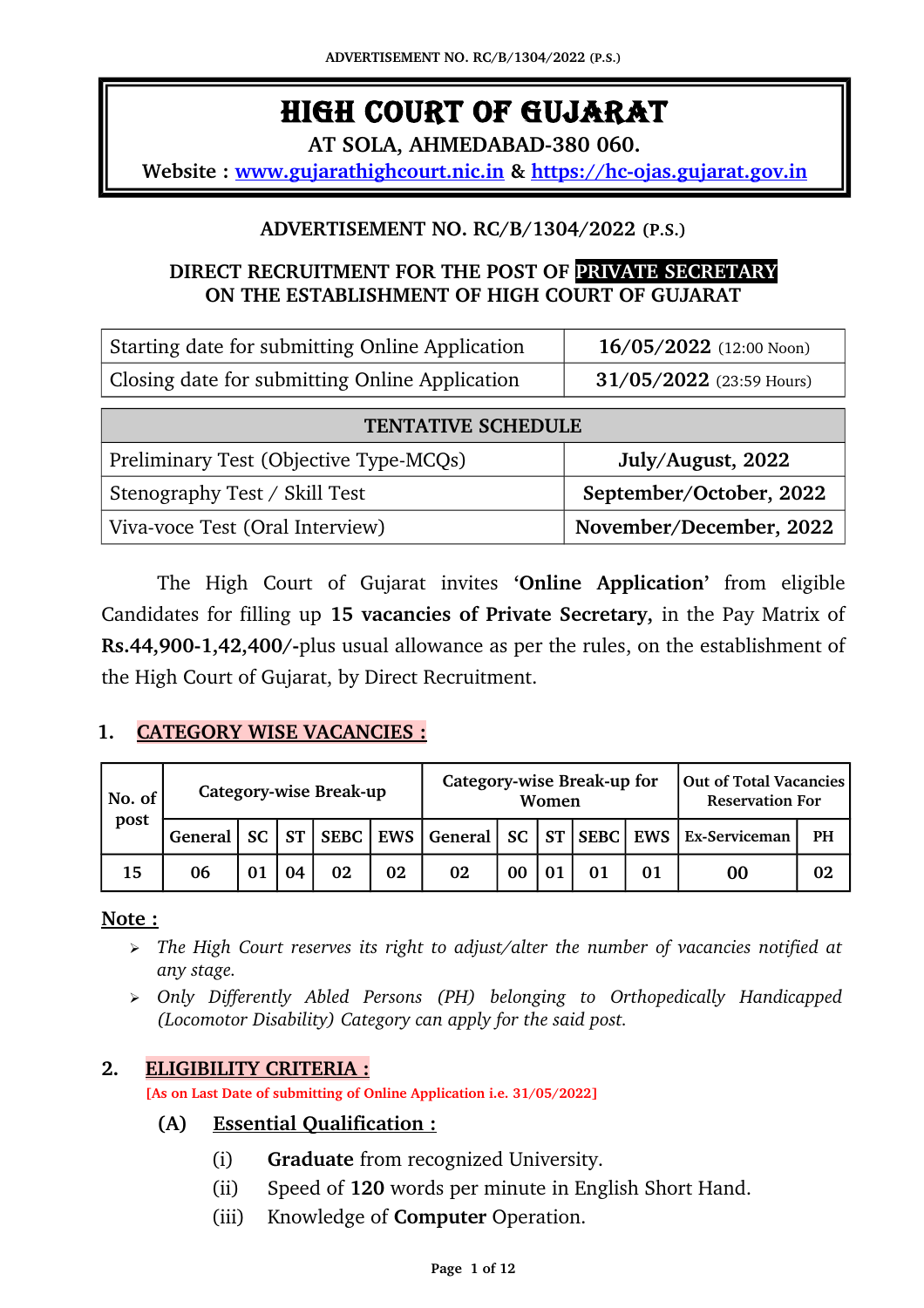# HIGH COURT OF GUJARAT

**AT SOLA, AHMEDABAD-380 060.**

**Website : [www.gujarathighcourt.nic.in](http://www.gujarathighcourt.nic.in) & [https://hc-ojas.gujarat.gov.in](https://hc-ojas.gujarat.gov.in)**

## ADVERTISEMENT NO. RC/B/1304/2022 (P.S.)

**DIRECT RECRUITMENT FOR THE POST OF PRIVATE SECRETARY ON THE ESTABLISHMENT OF HIGH COURT OF GUJARAT**

| | |
|---|---|
| Starting date for submitting Online Application | **16/05/2022** (12:00 Noon) |
| Closing date for submitting Online Application | **31/05/2022** (23:59 Hours) |

| TENTATIVE SCHEDULE | |
|---|---|
| Preliminary Test (Objective Type-MCQs) | **July/August, 2022** |
| Stenography Test / Skill Test | **September/October, 2022** |
| Viva-voce Test (Oral Interview) | **November/December, 2022** |

The High Court of Gujarat invites **'Online Application'** from eligible Candidates for filling up **15 vacancies of Private Secretary,** in the Pay Matrix of **Rs.44,900-1,42,400/-**plus usual allowance as per the rules, on the establishment of the High Court of Gujarat, by Direct Recruitment.

## 1. CATEGORY WISE VACANCIES :

| No. of post | Category-wise Break-up | | | | | Category-wise Break-up for Women | | | | | Out of Total Vacancies Reservation For | |
|---|---|---|---|---|---|---|---|---|---|---|---|---|
| | General | SC | ST | SEBC | EWS | General | SC | ST | SEBC | EWS | Ex-Serviceman | PH |
| 15 | 06 | 01 | 04 | 02 | 02 | 02 | 00 | 01 | 01 | 01 | 00 | 02 |

**Note :**

- *The High Court reserves its right to adjust/alter the number of vacancies notified at any stage.*
- *Only Differently Abled Persons (PH) belonging to Orthopedically Handicapped (Locomotor Disability) Category can apply for the said post.*

## 2. ELIGIBILITY CRITERIA :

**[As on Last Date of submitting of Online Application i.e. 31/05/2022]**

### (A) Essential Qualification :

(i) **Graduate** from recognized University.

(ii) Speed of **120** words per minute in English Short Hand.

(iii) Knowledge of **Computer** Operation.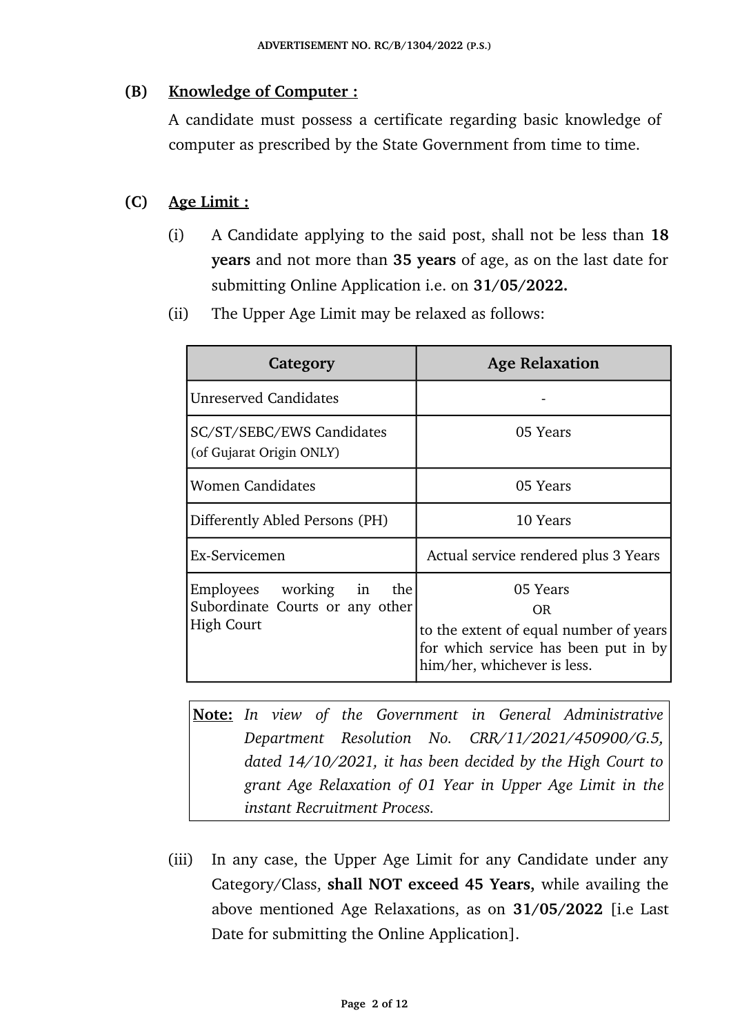**(B) Knowledge of Computer :**

A candidate must possess a certificate regarding basic knowledge of computer as prescribed by the State Government from time to time.

**(C) Age Limit :**

(i) A Candidate applying to the said post, shall not be less than **18 years** and not more than **35 years** of age, as on the last date for submitting Online Application i.e. on **31/05/2022.**

(ii) The Upper Age Limit may be relaxed as follows:

| Category | Age Relaxation |
|---|---|
| Unreserved Candidates | - |
| SC/ST/SEBC/EWS Candidates (of Gujarat Origin ONLY) | 05 Years |
| Women Candidates | 05 Years |
| Differently Abled Persons (PH) | 10 Years |
| Ex-Servicemen | Actual service rendered plus 3 Years |
| Employees working in the Subordinate Courts or any other High Court | 05 Years OR to the extent of equal number of years for which service has been put in by him/her, whichever is less. |

> **Note:** *In view of the Government in General Administrative Department Resolution No. CRR/11/2021/450900/G.5, dated 14/10/2021, it has been decided by the High Court to grant Age Relaxation of 01 Year in Upper Age Limit in the instant Recruitment Process.*

(iii) In any case, the Upper Age Limit for any Candidate under any Category/Class, **shall NOT exceed 45 Years,** while availing the above mentioned Age Relaxations, as on **31/05/2022** [i.e Last Date for submitting the Online Application].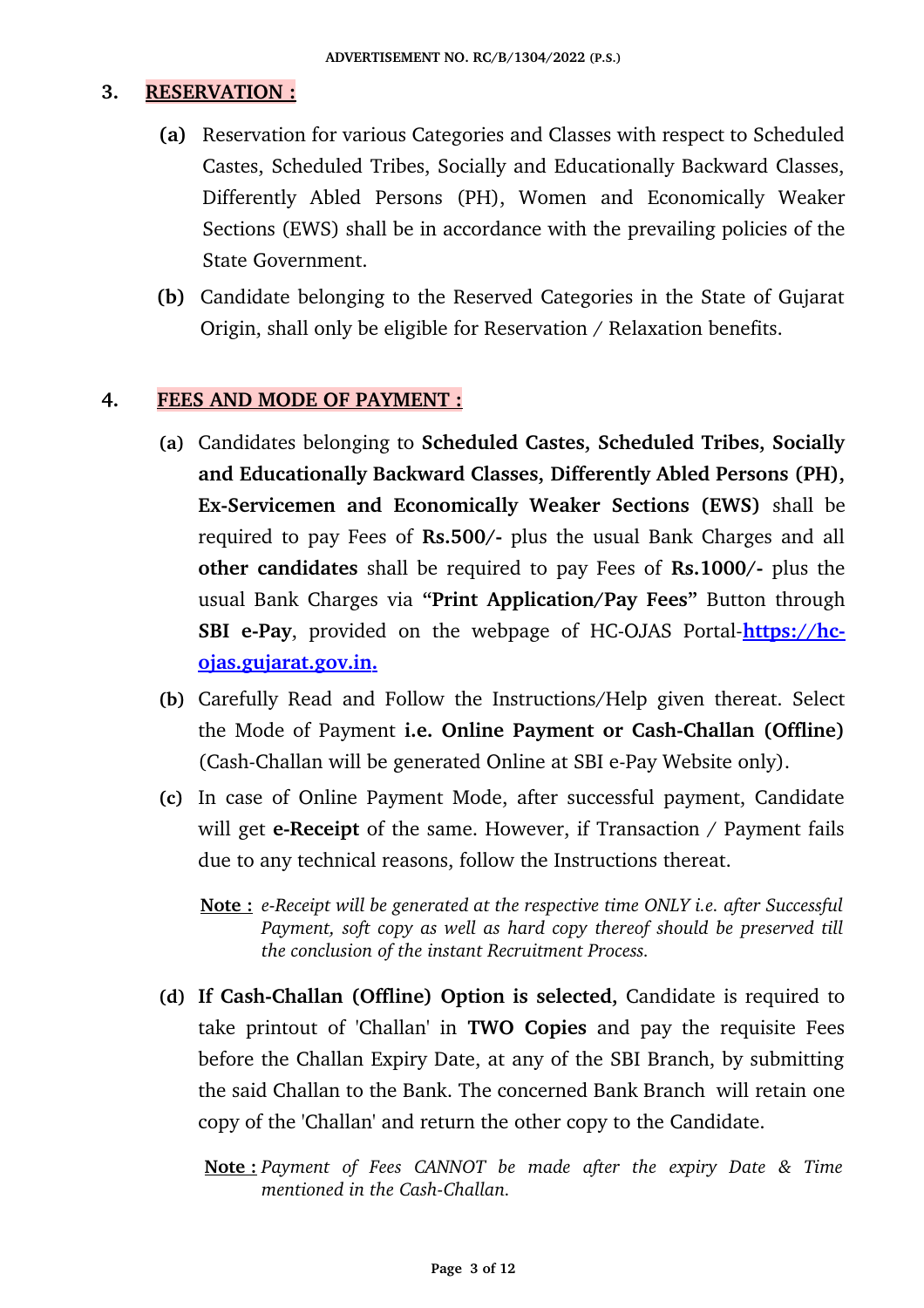## 3. RESERVATION :

**(a)** Reservation for various Categories and Classes with respect to Scheduled Castes, Scheduled Tribes, Socially and Educationally Backward Classes, Differently Abled Persons (PH), Women and Economically Weaker Sections (EWS) shall be in accordance with the prevailing policies of the State Government.

**(b)** Candidate belonging to the Reserved Categories in the State of Gujarat Origin, shall only be eligible for Reservation / Relaxation benefits.

## 4. FEES AND MODE OF PAYMENT :

**(a)** Candidates belonging to **Scheduled Castes, Scheduled Tribes, Socially and Educationally Backward Classes, Differently Abled Persons (PH), Ex-Servicemen and Economically Weaker Sections (EWS)** shall be required to pay Fees of **Rs.500/-** plus the usual Bank Charges and all **other candidates** shall be required to pay Fees of **Rs.1000/-** plus the usual Bank Charges via **"Print Application/Pay Fees"** Button through **SBI e-Pay**, provided on the webpage of HC-OJAS Portal-**https://hc-ojas.gujarat.gov.in.**

**(b)** Carefully Read and Follow the Instructions/Help given thereat. Select the Mode of Payment **i.e. Online Payment or Cash-Challan (Offline)** (Cash-Challan will be generated Online at SBI e-Pay Website only).

**(c)** In case of Online Payment Mode, after successful payment, Candidate will get **e-Receipt** of the same. However, if Transaction / Payment fails due to any technical reasons, follow the Instructions thereat.

**Note :** *e-Receipt will be generated at the respective time ONLY i.e. after Successful Payment, soft copy as well as hard copy thereof should be preserved till the conclusion of the instant Recruitment Process.*

**(d)** **If Cash-Challan (Offline) Option is selected,** Candidate is required to take printout of 'Challan' in **TWO Copies** and pay the requisite Fees before the Challan Expiry Date, at any of the SBI Branch, by submitting the said Challan to the Bank. The concerned Bank Branch will retain one copy of the 'Challan' and return the other copy to the Candidate.

**Note :** *Payment of Fees CANNOT be made after the expiry Date & Time mentioned in the Cash-Challan.*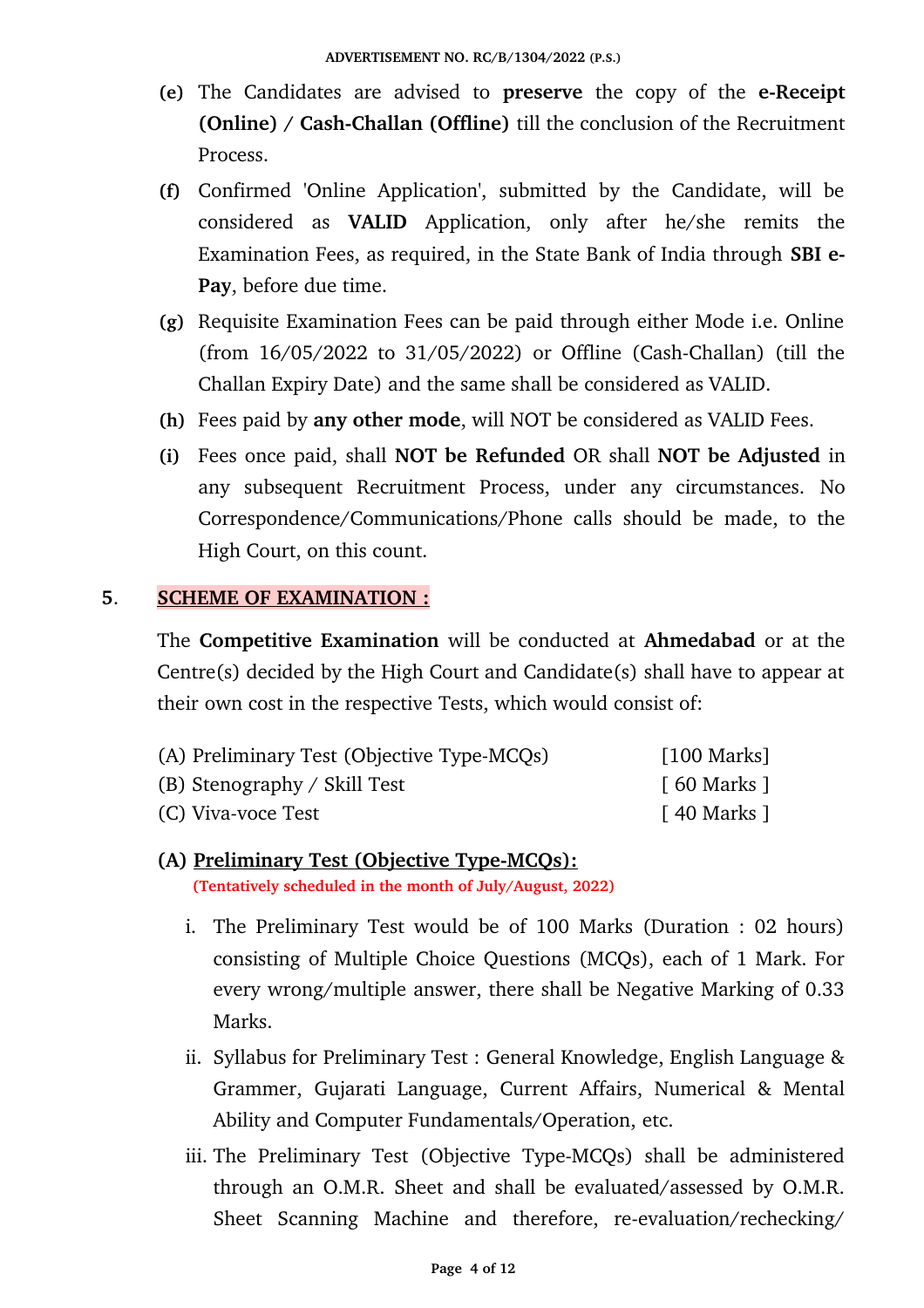**(e)** The Candidates are advised to **preserve** the copy of the **e-Receipt (Online) / Cash-Challan (Offline)** till the conclusion of the Recruitment Process.

**(f)** Confirmed 'Online Application', submitted by the Candidate, will be considered as **VALID** Application, only after he/she remits the Examination Fees, as required, in the State Bank of India through **SBI e-Pay**, before due time.

**(g)** Requisite Examination Fees can be paid through either Mode i.e. Online (from 16/05/2022 to 31/05/2022) or Offline (Cash-Challan) (till the Challan Expiry Date) and the same shall be considered as VALID.

**(h)** Fees paid by **any other mode**, will NOT be considered as VALID Fees.

**(i)** Fees once paid, shall **NOT be Refunded** OR shall **NOT be Adjusted** in any subsequent Recruitment Process, under any circumstances. No Correspondence/Communications/Phone calls should be made, to the High Court, on this count.

## 5. SCHEME OF EXAMINATION :

The **Competitive Examination** will be conducted at **Ahmedabad** or at the Centre(s) decided by the High Court and Candidate(s) shall have to appear at their own cost in the respective Tests, which would consist of:

| | |
|---|---|
| (A) Preliminary Test (Objective Type-MCQs) | [100 Marks] |
| (B) Stenography / Skill Test | [ 60 Marks ] |
| (C) Viva-voce Test | [ 40 Marks ] |

### (A) Preliminary Test (Objective Type-MCQs):

**(Tentatively scheduled in the month of July/August, 2022)**

i. The Preliminary Test would be of 100 Marks (Duration : 02 hours) consisting of Multiple Choice Questions (MCQs), each of 1 Mark. For every wrong/multiple answer, there shall be Negative Marking of 0.33 Marks.

ii. Syllabus for Preliminary Test : General Knowledge, English Language & Grammer, Gujarati Language, Current Affairs, Numerical & Mental Ability and Computer Fundamentals/Operation, etc.

iii. The Preliminary Test (Objective Type-MCQs) shall be administered through an O.M.R. Sheet and shall be evaluated/assessed by O.M.R. Sheet Scanning Machine and therefore, re-evaluation/rechecking/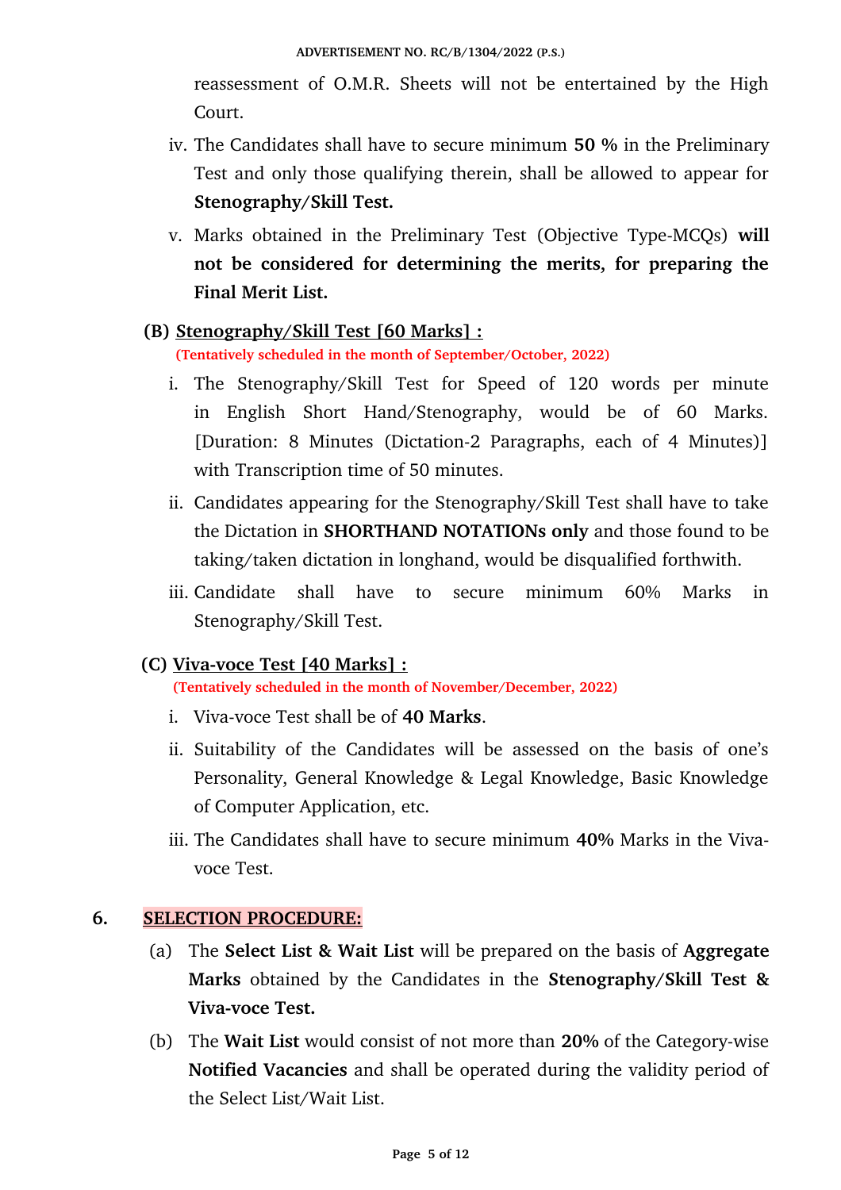reassessment of O.M.R. Sheets will not be entertained by the High Court.

iv. The Candidates shall have to secure minimum **50 %** in the Preliminary Test and only those qualifying therein, shall be allowed to appear for **Stenography/Skill Test.**

v. Marks obtained in the Preliminary Test (Objective Type-MCQs) **will not be considered for determining the merits, for preparing the Final Merit List.**

**(B) Stenography/Skill Test [60 Marks] :**

**(Tentatively scheduled in the month of September/October, 2022)**

i. The Stenography/Skill Test for Speed of 120 words per minute in English Short Hand/Stenography, would be of 60 Marks. [Duration: 8 Minutes (Dictation-2 Paragraphs, each of 4 Minutes)] with Transcription time of 50 minutes.

ii. Candidates appearing for the Stenography/Skill Test shall have to take the Dictation in **SHORTHAND NOTATIONs only** and those found to be taking/taken dictation in longhand, would be disqualified forthwith.

iii. Candidate shall have to secure minimum 60% Marks in Stenography/Skill Test.

**(C) Viva-voce Test [40 Marks] :**

**(Tentatively scheduled in the month of November/December, 2022)**

i. Viva-voce Test shall be of **40 Marks**.

ii. Suitability of the Candidates will be assessed on the basis of one's Personality, General Knowledge & Legal Knowledge, Basic Knowledge of Computer Application, etc.

iii. The Candidates shall have to secure minimum **40%** Marks in the Viva-voce Test.

## 6. SELECTION PROCEDURE:

(a) The **Select List & Wait List** will be prepared on the basis of **Aggregate Marks** obtained by the Candidates in the **Stenography/Skill Test & Viva-voce Test.**

(b) The **Wait List** would consist of not more than **20%** of the Category-wise **Notified Vacancies** and shall be operated during the validity period of the Select List/Wait List.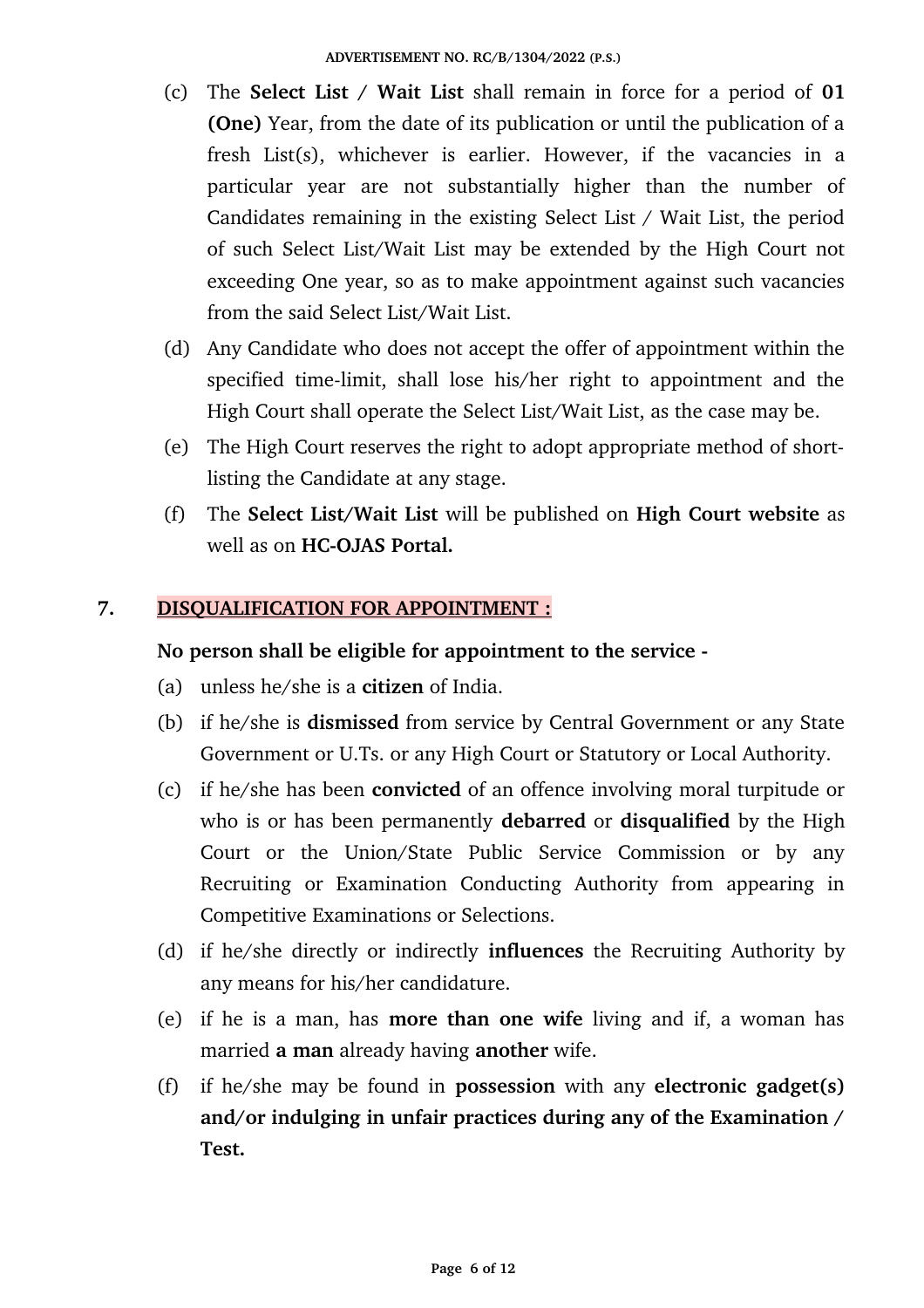(c) The **Select List / Wait List** shall remain in force for a period of **01 (One)** Year, from the date of its publication or until the publication of a fresh List(s), whichever is earlier. However, if the vacancies in a particular year are not substantially higher than the number of Candidates remaining in the existing Select List / Wait List, the period of such Select List/Wait List may be extended by the High Court not exceeding One year, so as to make appointment against such vacancies from the said Select List/Wait List.

(d) Any Candidate who does not accept the offer of appointment within the specified time-limit, shall lose his/her right to appointment and the High Court shall operate the Select List/Wait List, as the case may be.

(e) The High Court reserves the right to adopt appropriate method of short-listing the Candidate at any stage.

(f) The **Select List/Wait List** will be published on **High Court website** as well as on **HC-OJAS Portal.**

## 7. DISQUALIFICATION FOR APPOINTMENT :

**No person shall be eligible for appointment to the service -**

(a) unless he/she is a **citizen** of India.

(b) if he/she is **dismissed** from service by Central Government or any State Government or U.Ts. or any High Court or Statutory or Local Authority.

(c) if he/she has been **convicted** of an offence involving moral turpitude or who is or has been permanently **debarred** or **disqualified** by the High Court or the Union/State Public Service Commission or by any Recruiting or Examination Conducting Authority from appearing in Competitive Examinations or Selections.

(d) if he/she directly or indirectly **influences** the Recruiting Authority by any means for his/her candidature.

(e) if he is a man, has **more than one wife** living and if, a woman has married **a man** already having **another** wife.

(f) if he/she may be found in **possession** with any **electronic gadget(s) and/or indulging in unfair practices during any of the Examination / Test.**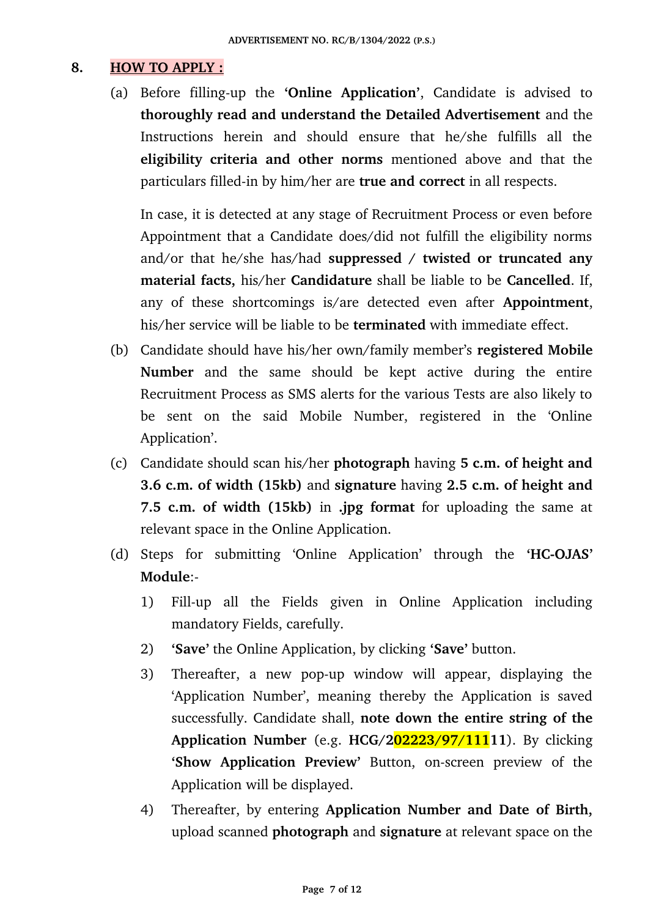## 8. HOW TO APPLY :

(a) Before filling-up the **'Online Application'**, Candidate is advised to **thoroughly read and understand the Detailed Advertisement** and the Instructions herein and should ensure that he/she fulfills all the **eligibility criteria and other norms** mentioned above and that the particulars filled-in by him/her are **true and correct** in all respects.

In case, it is detected at any stage of Recruitment Process or even before Appointment that a Candidate does/did not fulfill the eligibility norms and/or that he/she has/had **suppressed / twisted or truncated any material facts,** his/her **Candidature** shall be liable to be **Cancelled**. If, any of these shortcomings is/are detected even after **Appointment**, his/her service will be liable to be **terminated** with immediate effect.

(b) Candidate should have his/her own/family member's **registered Mobile Number** and the same should be kept active during the entire Recruitment Process as SMS alerts for the various Tests are also likely to be sent on the said Mobile Number, registered in the 'Online Application'.

(c) Candidate should scan his/her **photograph** having **5 c.m. of height and 3.6 c.m. of width (15kb)** and **signature** having **2.5 c.m. of height and 7.5 c.m. of width (15kb)** in **.jpg format** for uploading the same at relevant space in the Online Application.

(d) Steps for submitting 'Online Application' through the **'HC-OJAS' Module**:-

1) Fill-up all the Fields given in Online Application including mandatory Fields, carefully.
2) **'Save'** the Online Application, by clicking **'Save'** button.
3) Thereafter, a new pop-up window will appear, displaying the 'Application Number', meaning thereby the Application is saved successfully. Candidate shall, **note down the entire string of the Application Number** (e.g. **HCG/202223/97/11111**). By clicking **'Show Application Preview'** Button, on-screen preview of the Application will be displayed.
4) Thereafter, by entering **Application Number and Date of Birth,** upload scanned **photograph** and **signature** at relevant space on the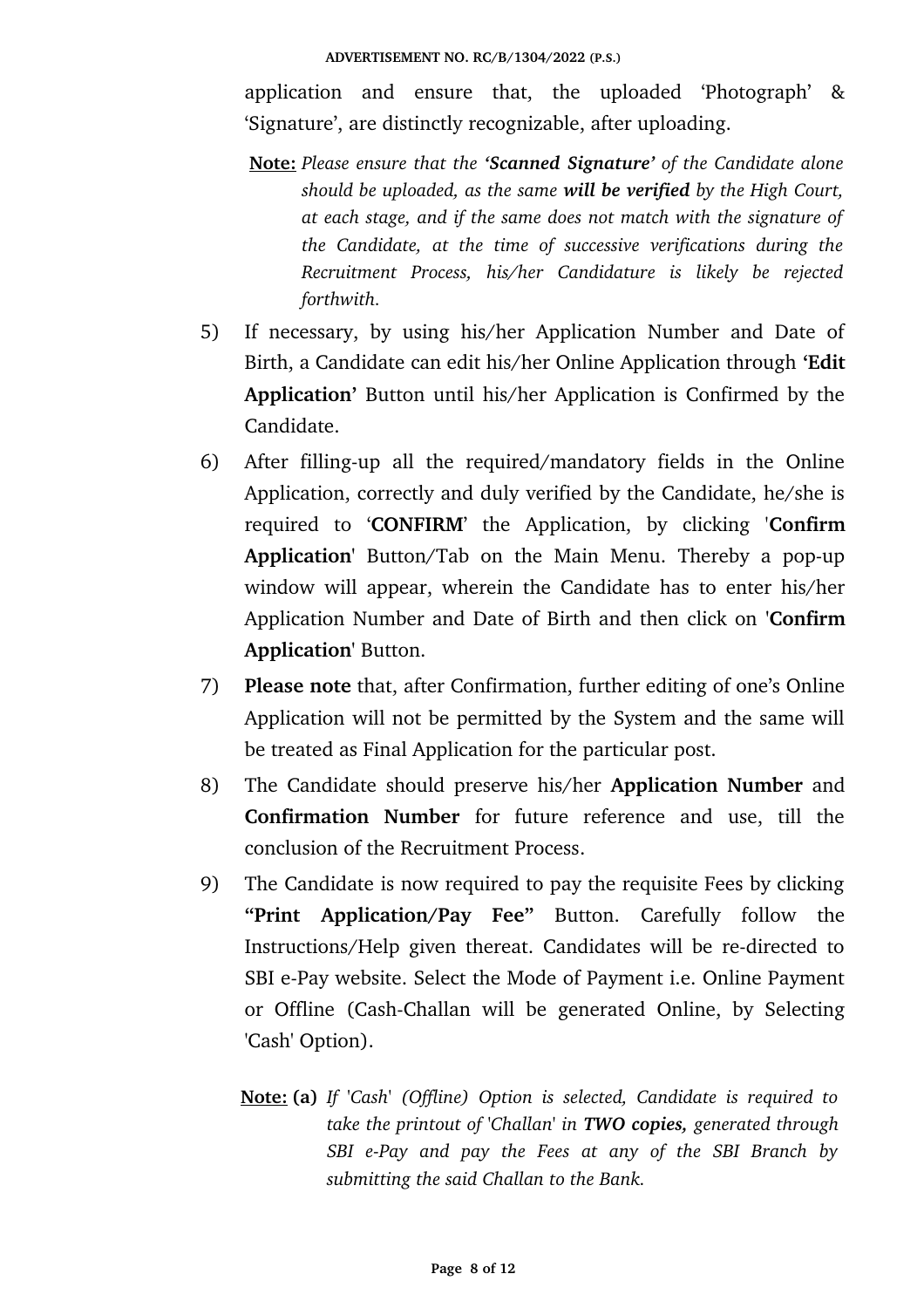application and ensure that, the uploaded 'Photograph' & 'Signature', are distinctly recognizable, after uploading.

**Note:** *Please ensure that the **'Scanned Signature'** of the Candidate alone should be uploaded, as the same **will be verified** by the High Court, at each stage, and if the same does not match with the signature of the Candidate, at the time of successive verifications during the Recruitment Process, his/her Candidature is likely be rejected forthwith.*

5) If necessary, by using his/her Application Number and Date of Birth, a Candidate can edit his/her Online Application through '**Edit Application**' Button until his/her Application is Confirmed by the Candidate.

6) After filling-up all the required/mandatory fields in the Online Application, correctly and duly verified by the Candidate, he/she is required to '**CONFIRM**' the Application, by clicking '**Confirm Application**' Button/Tab on the Main Menu. Thereby a pop-up window will appear, wherein the Candidate has to enter his/her Application Number and Date of Birth and then click on '**Confirm Application**' Button.

7) **Please note** that, after Confirmation, further editing of one's Online Application will not be permitted by the System and the same will be treated as Final Application for the particular post.

8) The Candidate should preserve his/her **Application Number** and **Confirmation Number** for future reference and use, till the conclusion of the Recruitment Process.

9) The Candidate is now required to pay the requisite Fees by clicking **"Print Application/Pay Fee"** Button. Carefully follow the Instructions/Help given thereat. Candidates will be re-directed to SBI e-Pay website. Select the Mode of Payment i.e. Online Payment or Offline (Cash-Challan will be generated Online, by Selecting 'Cash' Option).

**Note:** **(a)** *If 'Cash' (Offline) Option is selected, Candidate is required to take the printout of 'Challan' in **TWO copies,** generated through SBI e-Pay and pay the Fees at any of the SBI Branch by submitting the said Challan to the Bank.*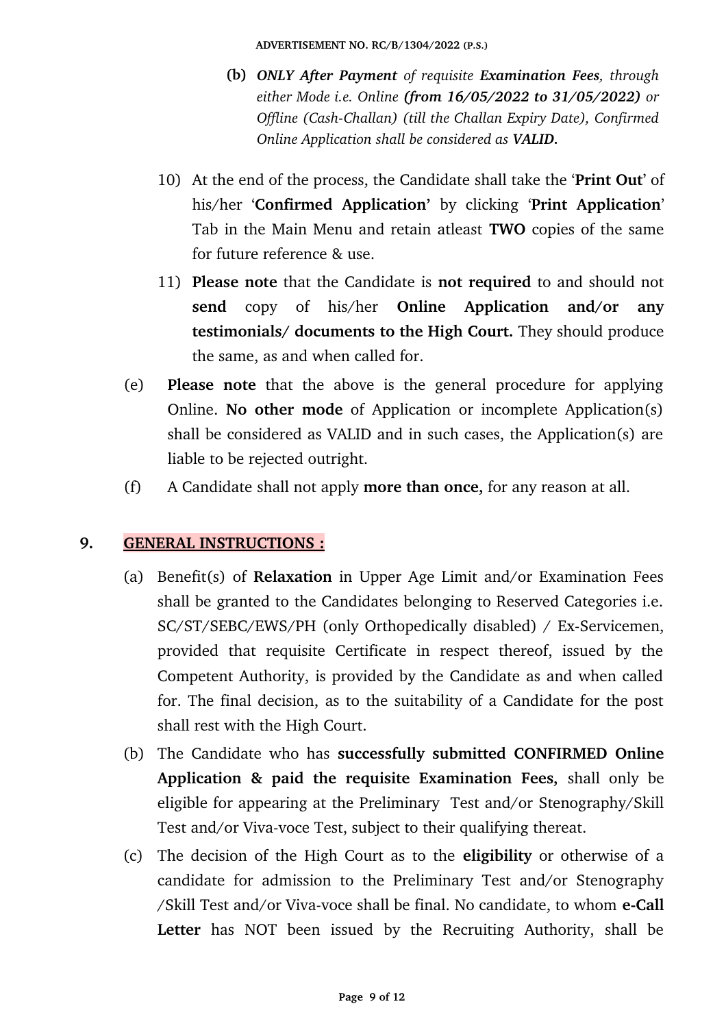(b) ***ONLY After Payment** of requisite **Examination Fees**, through either Mode i.e. Online **(from 16/05/2022 to 31/05/2022)** or Offline (Cash-Challan) (till the Challan Expiry Date), Confirmed Online Application shall be considered as **VALID.***

10) At the end of the process, the Candidate shall take the '**Print Out**' of his/her '**Confirmed Application**' by clicking '**Print Application**' Tab in the Main Menu and retain atleast **TWO** copies of the same for future reference & use.

11) **Please note** that the Candidate is **not required** to and should not **send** copy of his/her **Online Application and/or any testimonials/ documents to the High Court.** They should produce the same, as and when called for.

(e) **Please note** that the above is the general procedure for applying Online. **No other mode** of Application or incomplete Application(s) shall be considered as VALID and in such cases, the Application(s) are liable to be rejected outright.

(f) A Candidate shall not apply **more than once,** for any reason at all.

## 9. GENERAL INSTRUCTIONS :

(a) Benefit(s) of **Relaxation** in Upper Age Limit and/or Examination Fees shall be granted to the Candidates belonging to Reserved Categories i.e. SC/ST/SEBC/EWS/PH (only Orthopedically disabled) / Ex-Servicemen, provided that requisite Certificate in respect thereof, issued by the Competent Authority, is provided by the Candidate as and when called for. The final decision, as to the suitability of a Candidate for the post shall rest with the High Court.

(b) The Candidate who has **successfully submitted CONFIRMED Online Application & paid the requisite Examination Fees,** shall only be eligible for appearing at the Preliminary Test and/or Stenography/Skill Test and/or Viva-voce Test, subject to their qualifying thereat.

(c) The decision of the High Court as to the **eligibility** or otherwise of a candidate for admission to the Preliminary Test and/or Stenography /Skill Test and/or Viva-voce shall be final. No candidate, to whom **e-Call Letter** has NOT been issued by the Recruiting Authority, shall be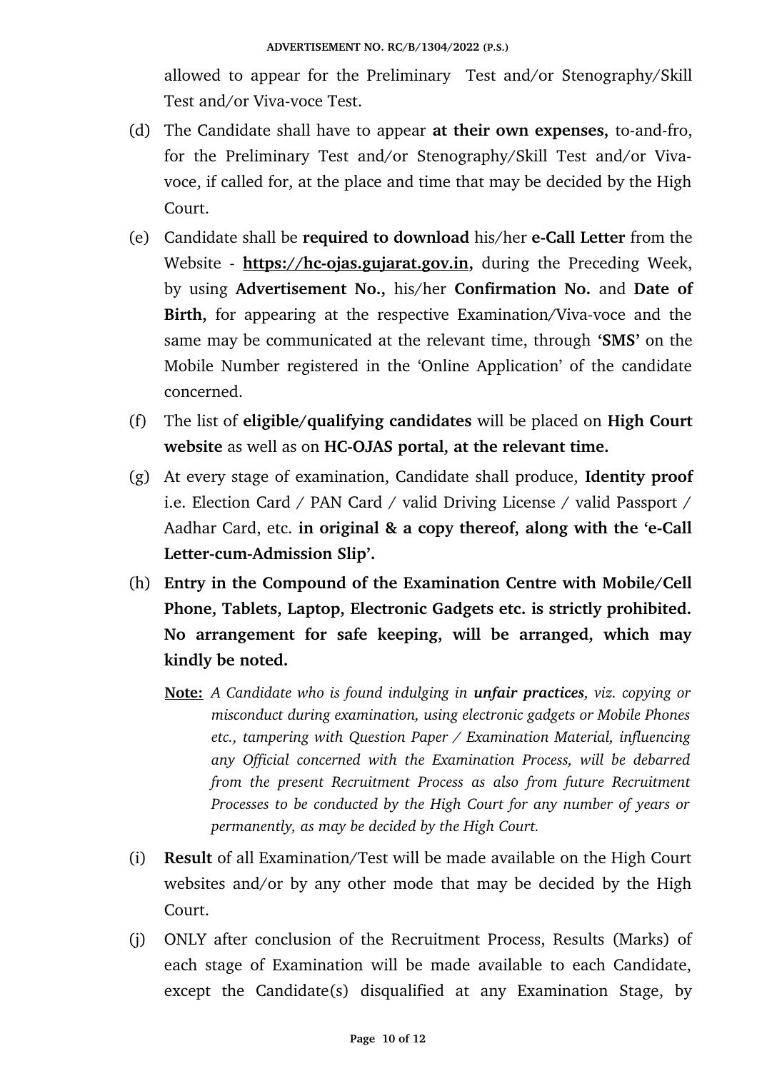allowed to appear for the Preliminary Test and/or Stenography/Skill Test and/or Viva-voce Test.

(d) The Candidate shall have to appear **at their own expenses,** to-and-fro, for the Preliminary Test and/or Stenography/Skill Test and/or Viva-voce, if called for, at the place and time that may be decided by the High Court.

(e) Candidate shall be **required to download** his/her **e-Call Letter** from the Website - **https://hc-ojas.gujarat.gov.in,** during the Preceding Week, by using **Advertisement No.,** his/her **Confirmation No.** and **Date of Birth,** for appearing at the respective Examination/Viva-voce and the same may be communicated at the relevant time, through '**SMS**' on the Mobile Number registered in the 'Online Application' of the candidate concerned.

(f) The list of **eligible/qualifying candidates** will be placed on **High Court website** as well as on **HC-OJAS portal, at the relevant time.**

(g) At every stage of examination, Candidate shall produce, **Identity proof** i.e. Election Card / PAN Card / valid Driving License / valid Passport / Aadhar Card, etc. **in original & a copy thereof, along with the 'e-Call Letter-cum-Admission Slip'.**

(h) **Entry in the Compound of the Examination Centre with Mobile/Cell Phone, Tablets, Laptop, Electronic Gadgets etc. is strictly prohibited. No arrangement for safe keeping, will be arranged, which may kindly be noted.**

**Note:** *A Candidate who is found indulging in **unfair practices**, viz. copying or misconduct during examination, using electronic gadgets or Mobile Phones etc., tampering with Question Paper / Examination Material, influencing any Official concerned with the Examination Process, will be debarred from the present Recruitment Process as also from future Recruitment Processes to be conducted by the High Court for any number of years or permanently, as may be decided by the High Court.*

(i) **Result** of all Examination/Test will be made available on the High Court websites and/or by any other mode that may be decided by the High Court.

(j) ONLY after conclusion of the Recruitment Process, Results (Marks) of each stage of Examination will be made available to each Candidate, except the Candidate(s) disqualified at any Examination Stage, by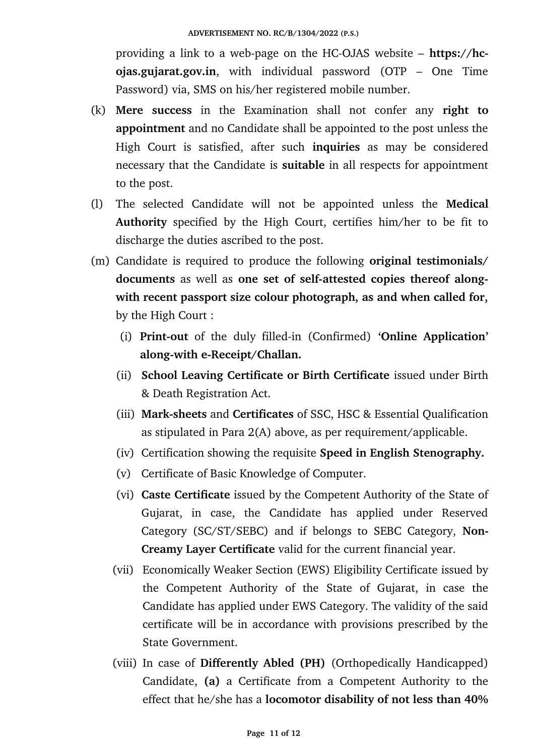providing a link to a web-page on the HC-OJAS website – **https://hc-ojas.gujarat.gov.in**, with individual password (OTP – One Time Password) via, SMS on his/her registered mobile number.

(k) **Mere success** in the Examination shall not confer any **right to appointment** and no Candidate shall be appointed to the post unless the High Court is satisfied, after such **inquiries** as may be considered necessary that the Candidate is **suitable** in all respects for appointment to the post.

(l) The selected Candidate will not be appointed unless the **Medical Authority** specified by the High Court, certifies him/her to be fit to discharge the duties ascribed to the post.

(m) Candidate is required to produce the following **original testimonials/ documents** as well as **one set of self-attested copies thereof along-with recent passport size colour photograph, as and when called for,** by the High Court :

   (i) **Print-out** of the duly filled-in (Confirmed) **'Online Application' along-with e-Receipt/Challan.**

   (ii) **School Leaving Certificate or Birth Certificate** issued under Birth & Death Registration Act.

   (iii) **Mark-sheets** and **Certificates** of SSC, HSC & Essential Qualification as stipulated in Para 2(A) above, as per requirement/applicable.

   (iv) Certification showing the requisite **Speed in English Stenography.**

   (v) Certificate of Basic Knowledge of Computer.

   (vi) **Caste Certificate** issued by the Competent Authority of the State of Gujarat, in case, the Candidate has applied under Reserved Category (SC/ST/SEBC) and if belongs to SEBC Category, **Non-Creamy Layer Certificate** valid for the current financial year.

   (vii) Economically Weaker Section (EWS) Eligibility Certificate issued by the Competent Authority of the State of Gujarat, in case the Candidate has applied under EWS Category. The validity of the said certificate will be in accordance with provisions prescribed by the State Government.

   (viii) In case of **Differently Abled (PH)** (Orthopedically Handicapped) Candidate, **(a)** a Certificate from a Competent Authority to the effect that he/she has a **locomotor disability of not less than 40%**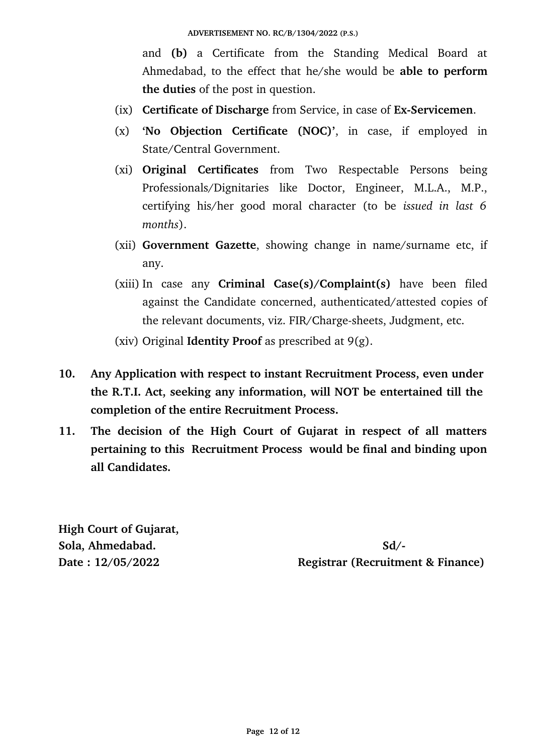and **(b)** a Certificate from the Standing Medical Board at Ahmedabad, to the effect that he/she would be **able to perform the duties** of the post in question.

(ix) **Certificate of Discharge** from Service, in case of **Ex-Servicemen**.

(x) **'No Objection Certificate (NOC)'**, in case, if employed in State/Central Government.

(xi) **Original Certificates** from Two Respectable Persons being Professionals/Dignitaries like Doctor, Engineer, M.L.A., M.P., certifying his/her good moral character (to be *issued in last 6 months*).

(xii) **Government Gazette**, showing change in name/surname etc, if any.

(xiii) In case any **Criminal Case(s)/Complaint(s)** have been filed against the Candidate concerned, authenticated/attested copies of the relevant documents, viz. FIR/Charge-sheets, Judgment, etc.

(xiv) Original **Identity Proof** as prescribed at 9(g).

**10. Any Application with respect to instant Recruitment Process, even under the R.T.I. Act, seeking any information, will NOT be entertained till the completion of the entire Recruitment Process.**

**11. The decision of the High Court of Gujarat in respect of all matters pertaining to this Recruitment Process would be final and binding upon all Candidates.**

**High Court of Gujarat,**
**Sola, Ahmedabad.**
**Date : 12/05/2022**

**Sd/-**
**Registrar (Recruitment & Finance)**